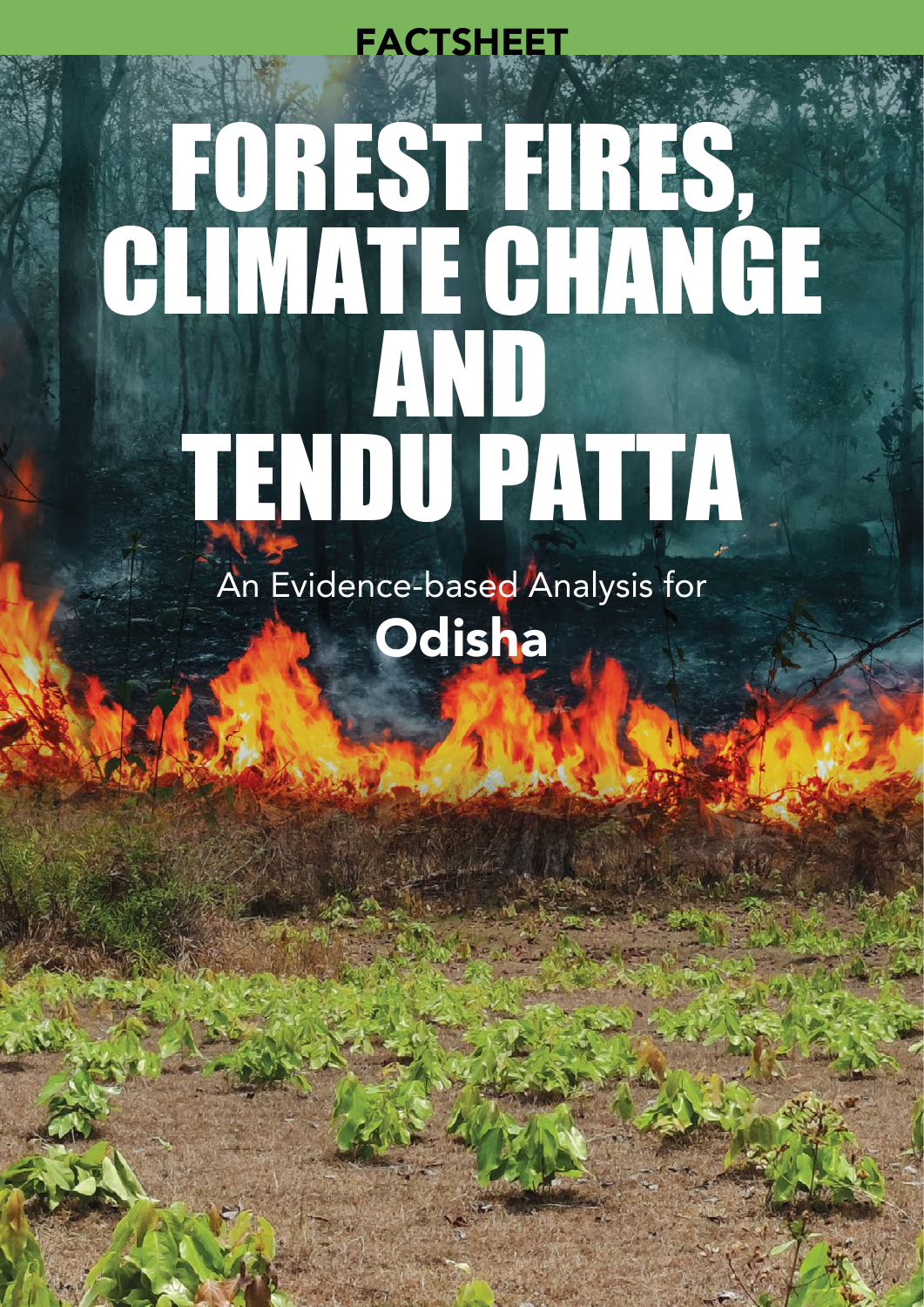FACTSHEET

# FOREST FIRES, CLIMATE CHANGE AND TENDU PATTA

An Evidence-based Analysis for

**Odisha**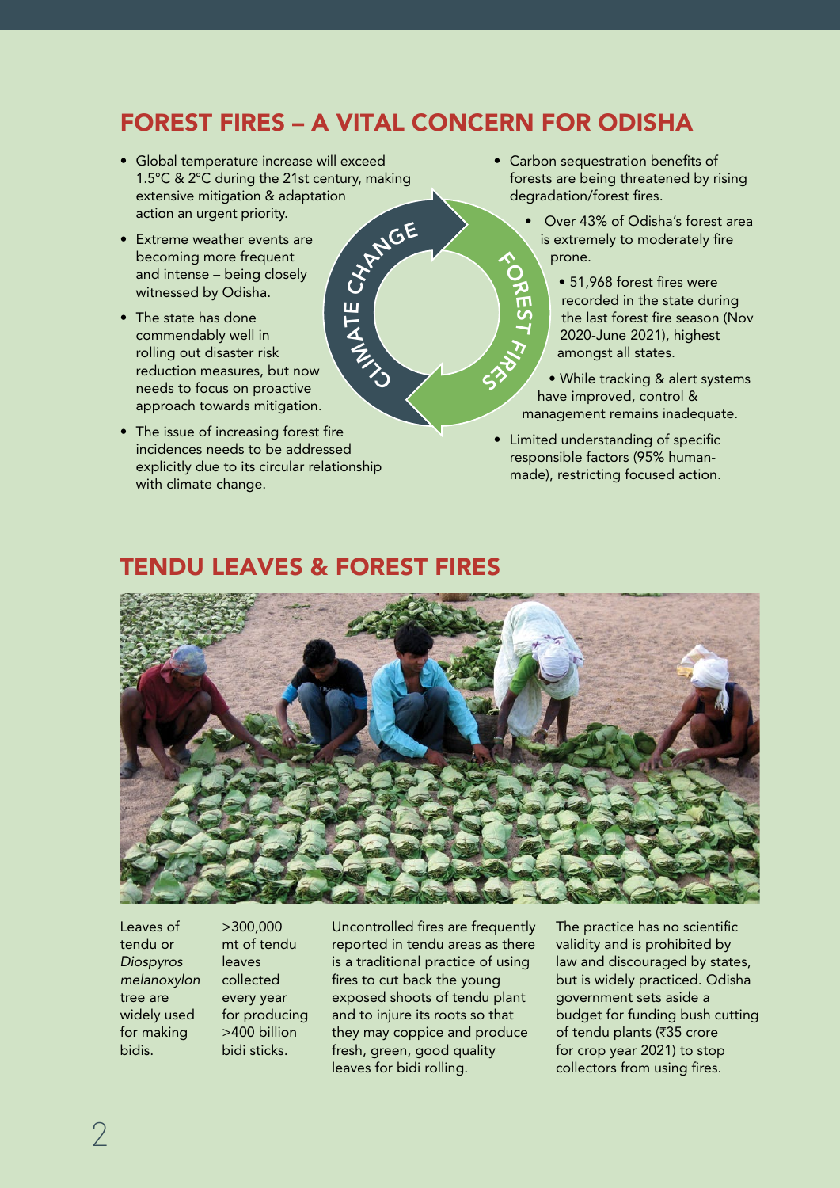## FOREST FIRES – A VITAL CONCERN FOR ODISHA

- Global temperature increase will exceed 1.5°C & 2°C during the 21st century, making extensive mitigation & adaptation action an urgent priority.
- Extreme weather events are becoming more frequent and intense – being closely witnessed by Odisha.
- The state has done commendably well in rolling out disaster risk reduction measures, but now needs to focus on proactive approach towards mitigation.
- The issue of increasing forest fire incidences needs to be addressed explicitly due to its circular relationship with climate change.

CLIMATE CHANGE — FOREST FIRES

- Carbon sequestration benefits of forests are being threatened by rising degradation/forest fires.
- Over 43% of Odisha's forest area is extremely to moderately fire prone.
- 51,968 forest fires were recorded in the state during the last forest fire season (Nov 2020-June 2021), highest amongst all states.
- While tracking & alert systems have improved, control & management remains inadequate.
- Limited understanding of specific responsible factors (95% human-made), restricting focused action.

## TENDU LEAVES & FOREST FIRES

Leaves of tendu or *Diospyros melanoxylon* tree are widely used for making bidis.

>300,000 mt of tendu leaves collected every year for producing >400 billion bidi sticks.

Uncontrolled fires are frequently reported in tendu areas as there is a traditional practice of using fires to cut back the young exposed shoots of tendu plant and to injure its roots so that they may coppice and produce fresh, green, good quality leaves for bidi rolling.

The practice has no scientific validity and is prohibited by law and discouraged by states, but is widely practiced. Odisha government sets aside a budget for funding bush cutting of tendu plants (₹35 crore for crop year 2021) to stop collectors from using fires.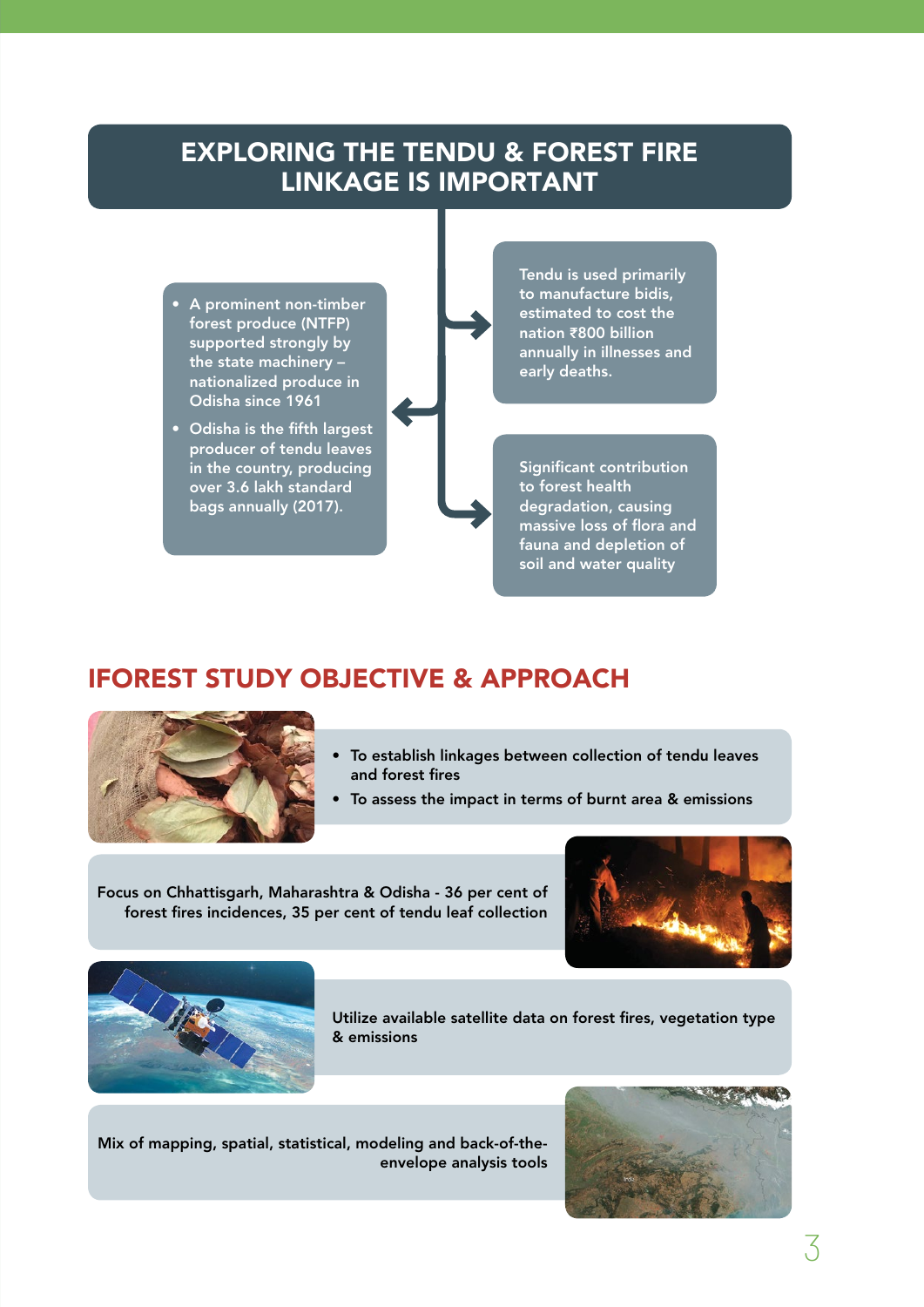# EXPLORING THE TENDU & FOREST FIRE LINKAGE IS IMPORTANT

- A prominent non-timber forest produce (NTFP) supported strongly by the state machinery – nationalized produce in Odisha since 1961
- Odisha is the fifth largest producer of tendu leaves in the country, producing over 3.6 lakh standard bags annually (2017).

Tendu is used primarily to manufacture bidis, estimated to cost the nation ₹800 billion annually in illnesses and early deaths.

Significant contribution to forest health degradation, causing massive loss of flora and fauna and depletion of soil and water quality

## IFOREST STUDY OBJECTIVE & APPROACH

- To establish linkages between collection of tendu leaves and forest fires
- To assess the impact in terms of burnt area & emissions

Focus on Chhattisgarh, Maharashtra & Odisha - 36 per cent of forest fires incidences, 35 per cent of tendu leaf collection

Utilize available satellite data on forest fires, vegetation type & emissions

Mix of mapping, spatial, statistical, modeling and back-of-the-envelope analysis tools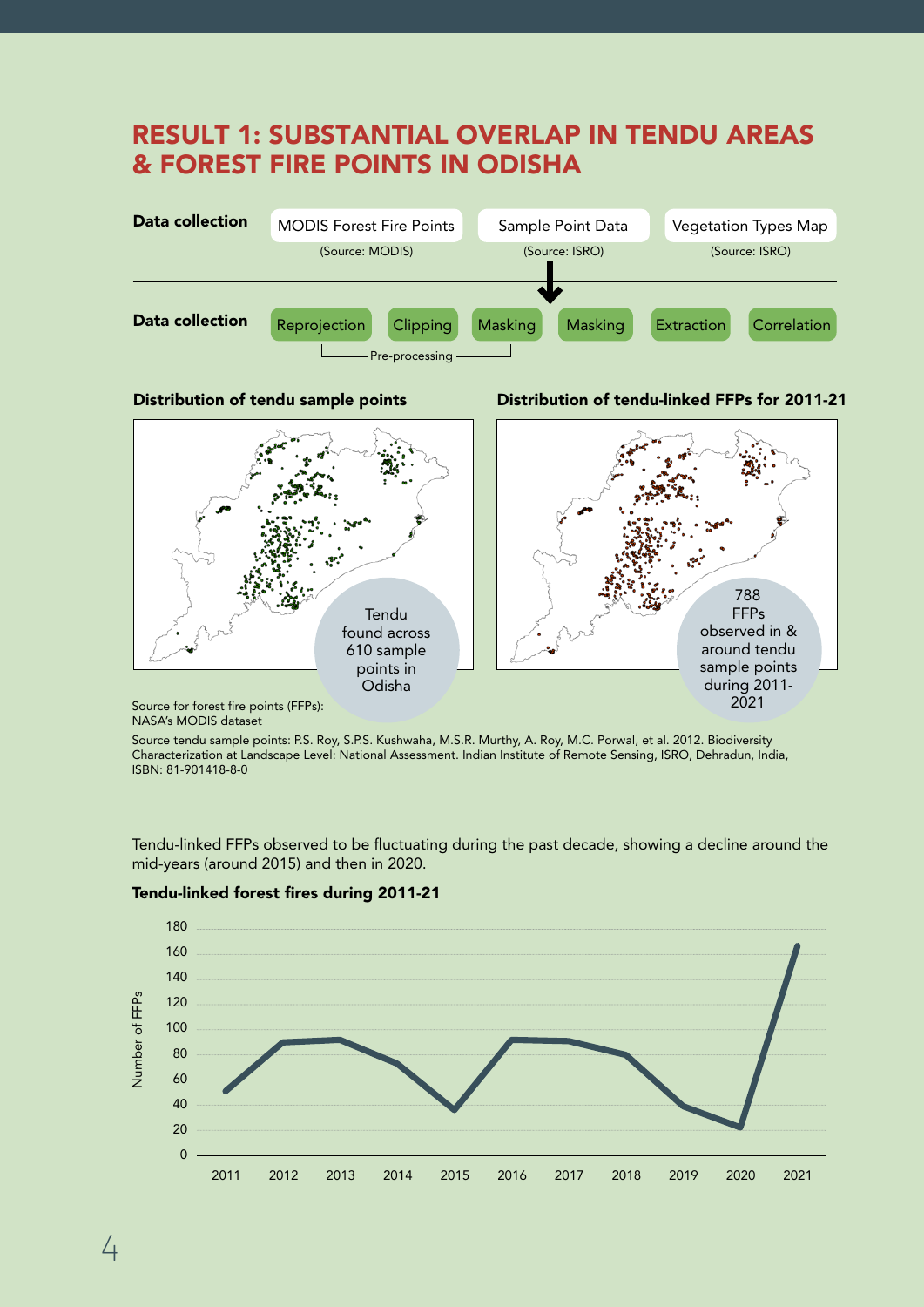# RESULT 1: SUBSTANTIAL OVERLAP IN TENDU AREAS & FOREST FIRE POINTS IN ODISHA

**Data collection**

- MODIS Forest Fire Points (Source: MODIS)
- Sample Point Data (Source: ISRO)
- Vegetation Types Map (Source: ISRO)

**Data collection**

Reprojection → Clipping → Masking (Pre-processing) → Masking → Extraction → Correlation

### Distribution of tendu sample points

Tendu found across 610 sample points in Odisha

### Distribution of tendu-linked FFPs for 2011-21

788 FFPs observed in & around tendu sample points during 2011-2021

Source for forest fire points (FFPs): NASA's MODIS dataset

Source tendu sample points: P.S. Roy, S.P.S. Kushwaha, M.S.R. Murthy, A. Roy, M.C. Porwal, et al. 2012. Biodiversity Characterization at Landscape Level: National Assessment. Indian Institute of Remote Sensing, ISRO, Dehradun, India, ISBN: 81-901418-8-0

Tendu-linked FFPs observed to be fluctuating during the past decade, showing a decline around the mid-years (around 2015) and then in 2020.

### Tendu-linked forest fires during 2011-21

Number of FFPs (y-axis: 0–180); years 2011–2021 (x-axis)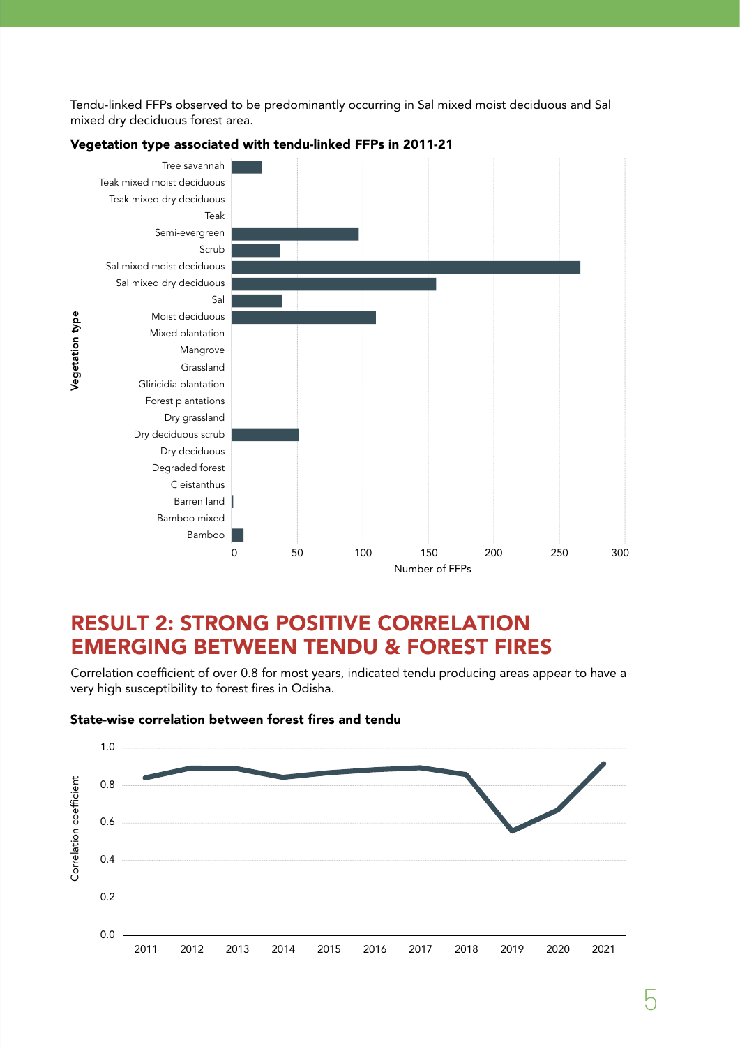Tendu-linked FFPs observed to be predominantly occurring in Sal mixed moist deciduous and Sal mixed dry deciduous forest area.

**Vegetation type associated with tendu-linked FFPs in 2011-21**

## RESULT 2: STRONG POSITIVE CORRELATION EMERGING BETWEEN TENDU & FOREST FIRES

Correlation coefficient of over 0.8 for most years, indicated tendu producing areas appear to have a very high susceptibility to forest fires in Odisha.

**State-wise correlation between forest fires and tendu**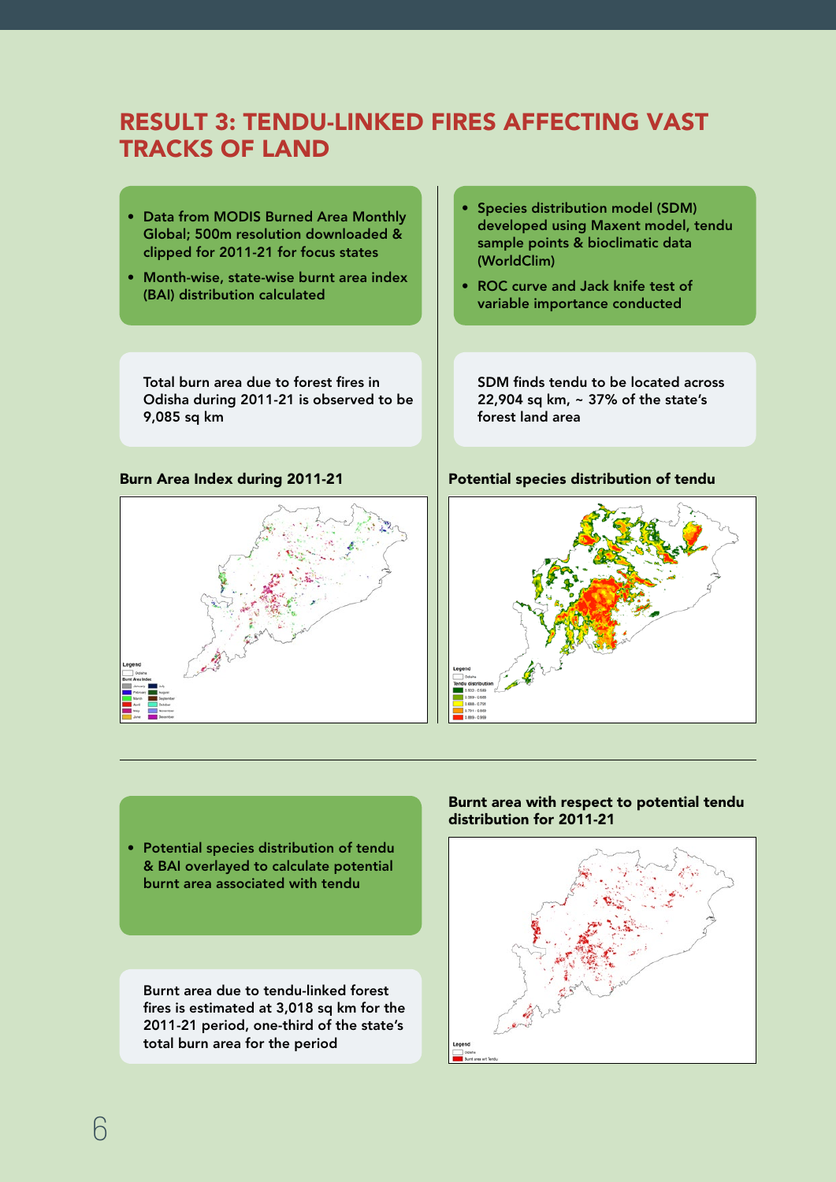# RESULT 3: TENDU-LINKED FIRES AFFECTING VAST TRACKS OF LAND

- Data from MODIS Burned Area Monthly Global; 500m resolution downloaded & clipped for 2011-21 for focus states
- Month-wise, state-wise burnt area index (BAI) distribution calculated

Total burn area due to forest fires in Odisha during 2011-21 is observed to be 9,085 sq km

**Burn Area Index during 2011-21**

- Species distribution model (SDM) developed using Maxent model, tendu sample points & bioclimatic data (WorldClim)
- ROC curve and Jack knife test of variable importance conducted

SDM finds tendu to be located across 22,904 sq km, ~ 37% of the state's forest land area

**Potential species distribution of tendu**

- Potential species distribution of tendu & BAI overlayed to calculate potential burnt area associated with tendu

Burnt area due to tendu-linked forest fires is estimated at 3,018 sq km for the 2011-21 period, one-third of the state's total burn area for the period

**Burnt area with respect to potential tendu distribution for 2011-21**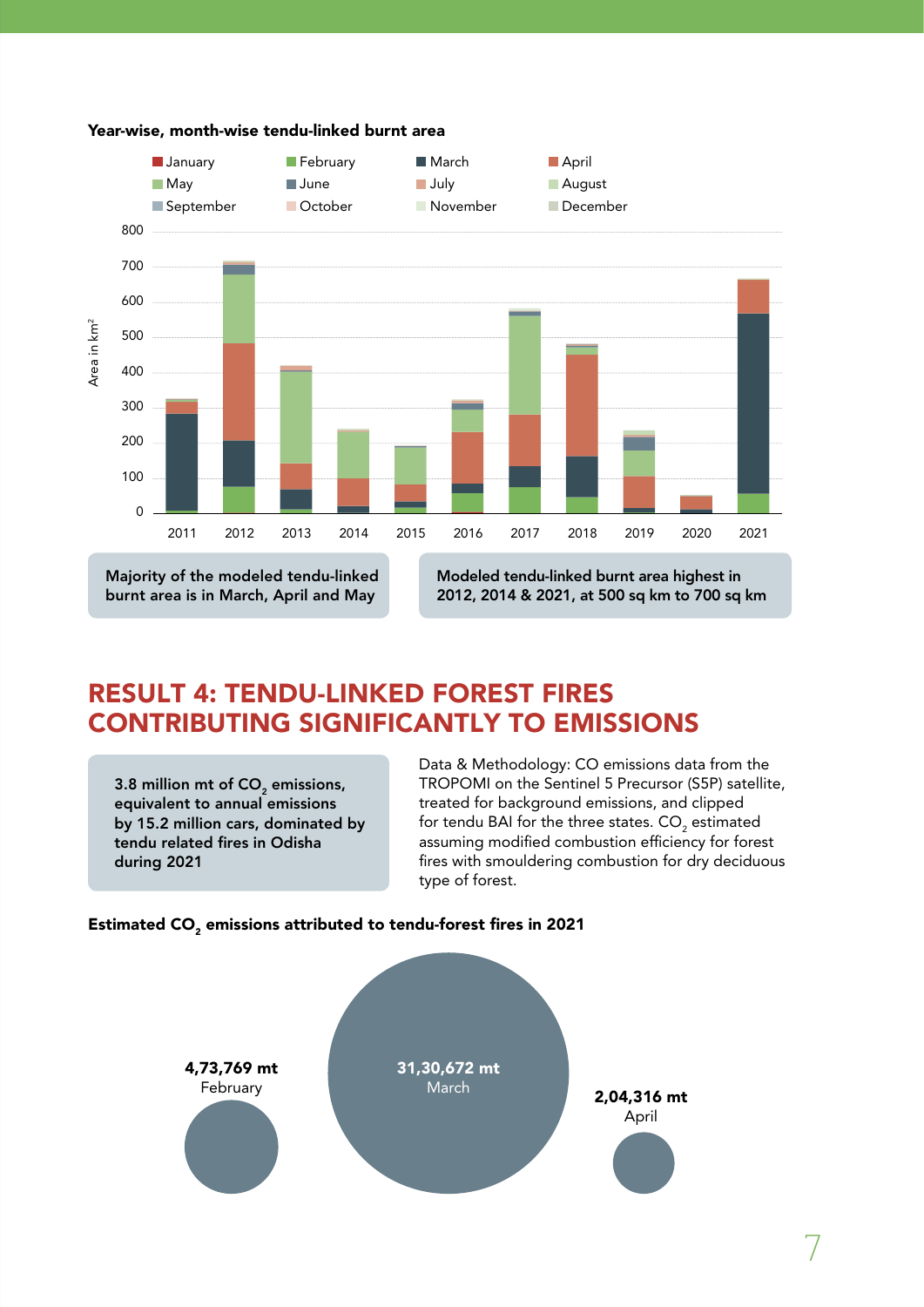**Year-wise, month-wise tendu-linked burnt area**

Legend: January, February, March, April, May, June, July, August, September, October, November, December

Area in km²

**Majority of the modeled tendu-linked burnt area is in March, April and May**

**Modeled tendu-linked burnt area highest in 2012, 2014 & 2021, at 500 sq km to 700 sq km**

## RESULT 4: TENDU-LINKED FOREST FIRES CONTRIBUTING SIGNIFICANTLY TO EMISSIONS

**3.8 million mt of $CO_2$ emissions, equivalent to annual emissions by 15.2 million cars, dominated by tendu related fires in Odisha during 2021**

Data & Methodology: CO emissions data from the TROPOMI on the Sentinel 5 Precursor (S5P) satellite, treated for background emissions, and clipped for tendu BAI for the three states. $CO_2$ estimated assuming modified combustion efficiency for forest fires with smouldering combustion for dry deciduous type of forest.

**Estimated $CO_2$ emissions attributed to tendu-forest fires in 2021**

| Month | Emissions |
| --- | --- |
| February | 4,73,769 mt |
| March | 31,30,672 mt |
| April | 2,04,316 mt |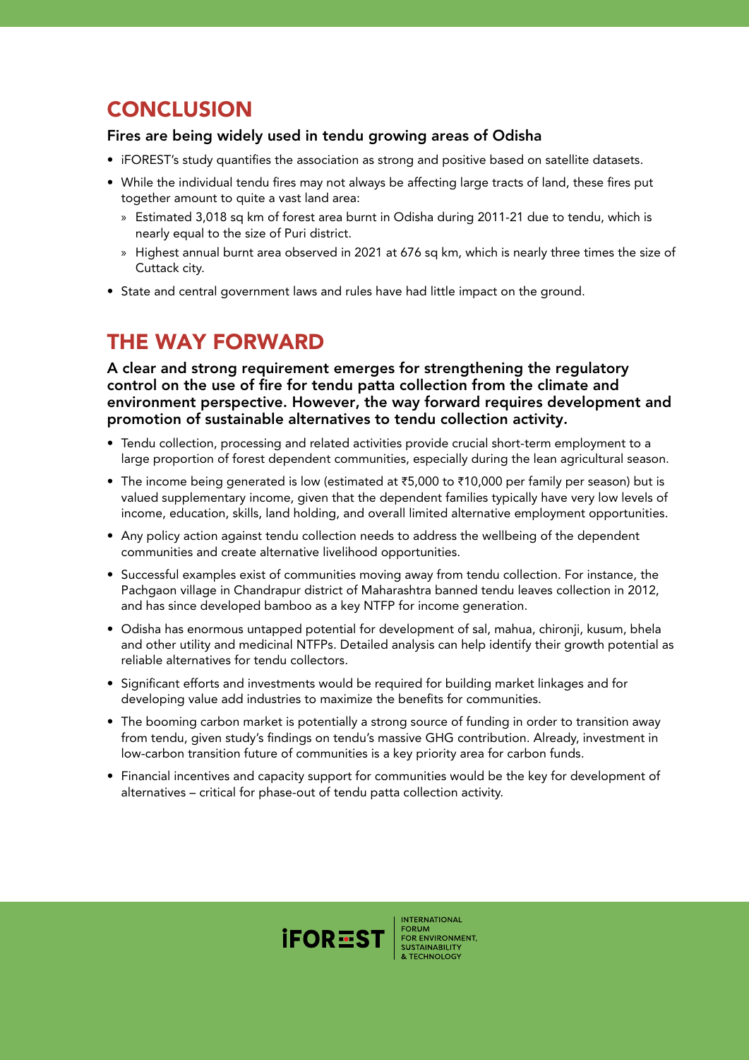# CONCLUSION

**Fires are being widely used in tendu growing areas of Odisha**

- iFOREST's study quantifies the association as strong and positive based on satellite datasets.
- While the individual tendu fires may not always be affecting large tracts of land, these fires put together amount to quite a vast land area:
  - Estimated 3,018 sq km of forest area burnt in Odisha during 2011-21 due to tendu, which is nearly equal to the size of Puri district.
  - Highest annual burnt area observed in 2021 at 676 sq km, which is nearly three times the size of Cuttack city.
- State and central government laws and rules have had little impact on the ground.

# THE WAY FORWARD

**A clear and strong requirement emerges for strengthening the regulatory control on the use of fire for tendu patta collection from the climate and environment perspective. However, the way forward requires development and promotion of sustainable alternatives to tendu collection activity.**

- Tendu collection, processing and related activities provide crucial short-term employment to a large proportion of forest dependent communities, especially during the lean agricultural season.
- The income being generated is low (estimated at ₹5,000 to ₹10,000 per family per season) but is valued supplementary income, given that the dependent families typically have very low levels of income, education, skills, land holding, and overall limited alternative employment opportunities.
- Any policy action against tendu collection needs to address the wellbeing of the dependent communities and create alternative livelihood opportunities.
- Successful examples exist of communities moving away from tendu collection. For instance, the Pachgaon village in Chandrapur district of Maharashtra banned tendu leaves collection in 2012, and has since developed bamboo as a key NTFP for income generation.
- Odisha has enormous untapped potential for development of sal, mahua, chironji, kusum, bhela and other utility and medicinal NTFPs. Detailed analysis can help identify their growth potential as reliable alternatives for tendu collectors.
- Significant efforts and investments would be required for building market linkages and for developing value add industries to maximize the benefits for communities.
- The booming carbon market is potentially a strong source of funding in order to transition away from tendu, given study's findings on tendu's massive GHG contribution. Already, investment in low-carbon transition future of communities is a key priority area for carbon funds.
- Financial incentives and capacity support for communities would be the key for development of alternatives – critical for phase-out of tendu patta collection activity.

iFOREST | INTERNATIONAL FORUM FOR ENVIRONMENT, SUSTAINABILITY & TECHNOLOGY